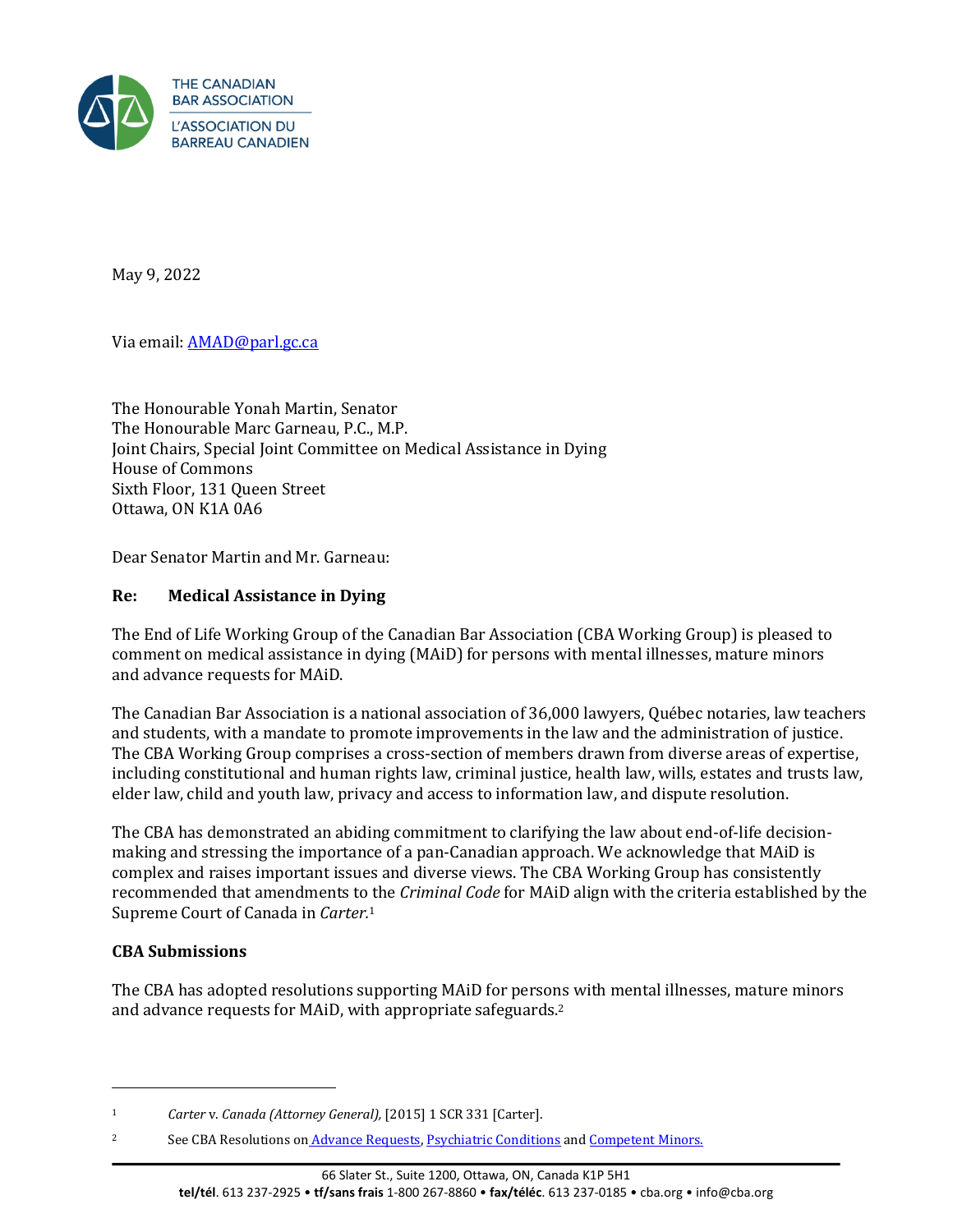THE CANADIAN BAR ASSOCIATION
L'ASSOCIATION DU BARREAU CANADIEN

May 9, 2022

Via email: AMAD@parl.gc.ca

The Honourable Yonah Martin, Senator
The Honourable Marc Garneau, P.C., M.P.
Joint Chairs, Special Joint Committee on Medical Assistance in Dying
House of Commons
Sixth Floor, 131 Queen Street
Ottawa, ON K1A 0A6

Dear Senator Martin and Mr. Garneau:

**Re: Medical Assistance in Dying**

The End of Life Working Group of the Canadian Bar Association (CBA Working Group) is pleased to comment on medical assistance in dying (MAiD) for persons with mental illnesses, mature minors and advance requests for MAiD.

The Canadian Bar Association is a national association of 36,000 lawyers, Québec notaries, law teachers and students, with a mandate to promote improvements in the law and the administration of justice. The CBA Working Group comprises a cross-section of members drawn from diverse areas of expertise, including constitutional and human rights law, criminal justice, health law, wills, estates and trusts law, elder law, child and youth law, privacy and access to information law, and dispute resolution.

The CBA has demonstrated an abiding commitment to clarifying the law about end-of-life decision-making and stressing the importance of a pan-Canadian approach. We acknowledge that MAiD is complex and raises important issues and diverse views. The CBA Working Group has consistently recommended that amendments to the *Criminal Code* for MAiD align with the criteria established by the Supreme Court of Canada in *Carter.*[1]

**CBA Submissions**

The CBA has adopted resolutions supporting MAiD for persons with mental illnesses, mature minors and advance requests for MAiD, with appropriate safeguards.[2]

---

[1] *Carter* v. *Canada (Attorney General),* [2015] 1 SCR 331 [Carter].

[2] See CBA Resolutions on Advance Requests, Psychiatric Conditions and Competent Minors.

66 Slater St., Suite 1200, Ottawa, ON, Canada K1P 5H1
**tel/tél**. 613 237-2925 • **tf/sans frais** 1-800 267-8860 • **fax/téléc**. 613 237-0185 • cba.org • info@cba.org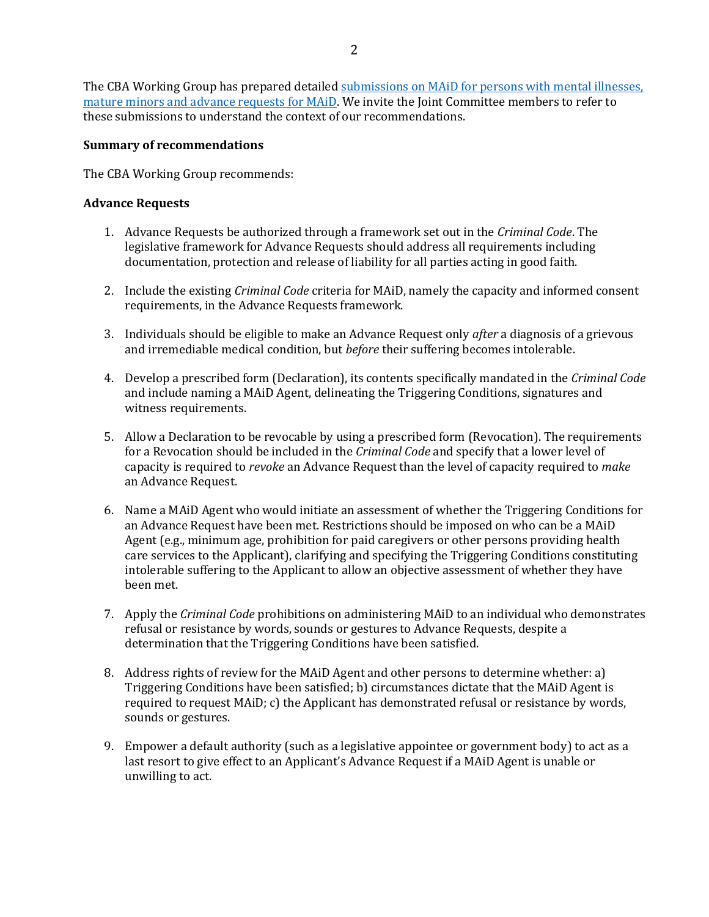The CBA Working Group has prepared detailed [submissions on MAiD for persons with mental illnesses, mature minors and advance requests for MAiD](). We invite the Joint Committee members to refer to these submissions to understand the context of our recommendations.

**Summary of recommendations**

The CBA Working Group recommends:

**Advance Requests**

1. Advance Requests be authorized through a framework set out in the *Criminal Code*. The legislative framework for Advance Requests should address all requirements including documentation, protection and release of liability for all parties acting in good faith.

2. Include the existing *Criminal Code* criteria for MAiD, namely the capacity and informed consent requirements, in the Advance Requests framework.

3. Individuals should be eligible to make an Advance Request only *after* a diagnosis of a grievous and irremediable medical condition, but *before* their suffering becomes intolerable.

4. Develop a prescribed form (Declaration), its contents specifically mandated in the *Criminal Code* and include naming a MAiD Agent, delineating the Triggering Conditions, signatures and witness requirements.

5. Allow a Declaration to be revocable by using a prescribed form (Revocation). The requirements for a Revocation should be included in the *Criminal Code* and specify that a lower level of capacity is required to *revoke* an Advance Request than the level of capacity required to *make* an Advance Request.

6. Name a MAiD Agent who would initiate an assessment of whether the Triggering Conditions for an Advance Request have been met. Restrictions should be imposed on who can be a MAiD Agent (e.g., minimum age, prohibition for paid caregivers or other persons providing health care services to the Applicant), clarifying and specifying the Triggering Conditions constituting intolerable suffering to the Applicant to allow an objective assessment of whether they have been met.

7. Apply the *Criminal Code* prohibitions on administering MAiD to an individual who demonstrates refusal or resistance by words, sounds or gestures to Advance Requests, despite a determination that the Triggering Conditions have been satisfied.

8. Address rights of review for the MAiD Agent and other persons to determine whether: a) Triggering Conditions have been satisfied; b) circumstances dictate that the MAiD Agent is required to request MAiD; c) the Applicant has demonstrated refusal or resistance by words, sounds or gestures.

9. Empower a default authority (such as a legislative appointee or government body) to act as a last resort to give effect to an Applicant's Advance Request if a MAiD Agent is unable or unwilling to act.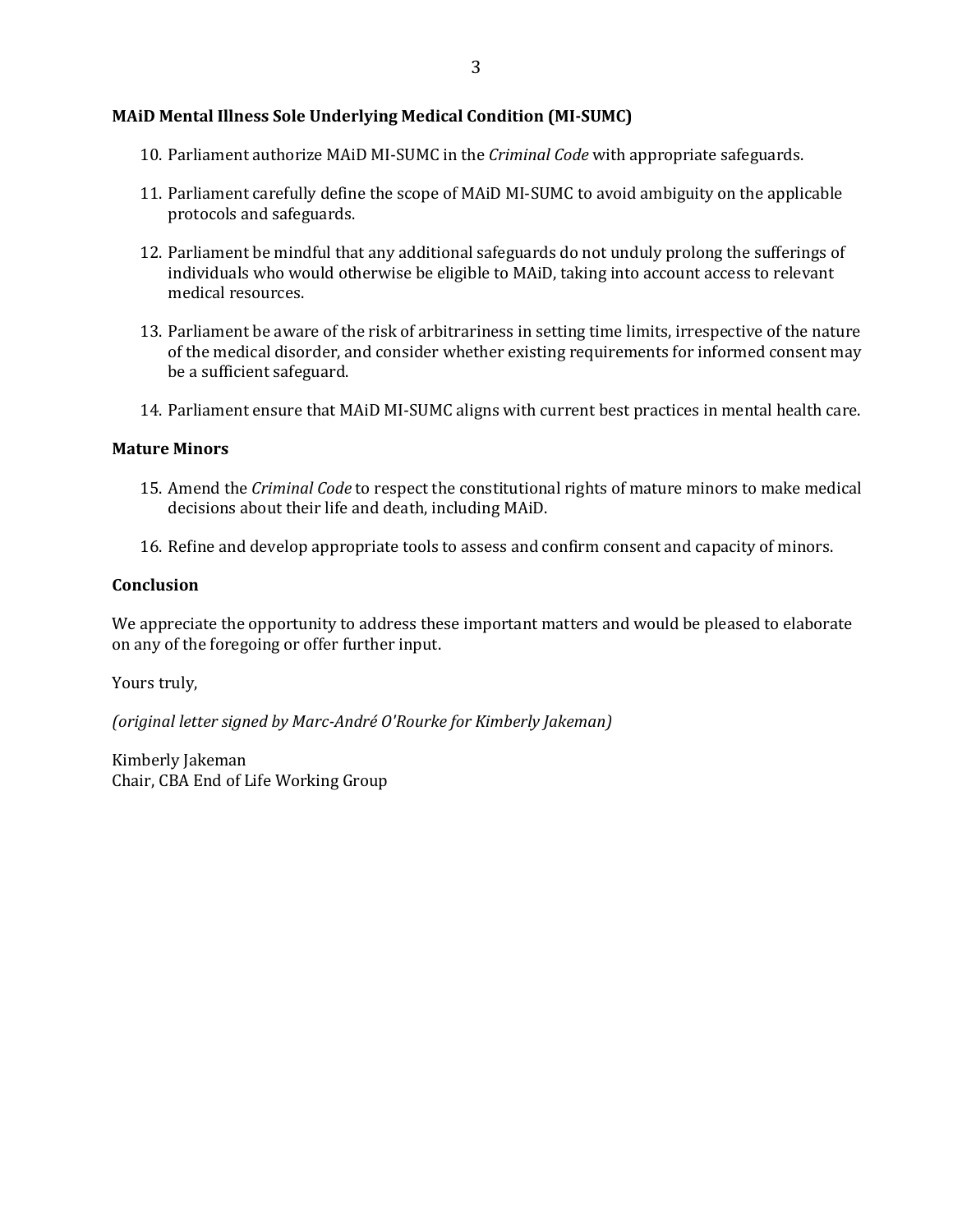**MAiD Mental Illness Sole Underlying Medical Condition (MI-SUMC)**

10. Parliament authorize MAiD MI-SUMC in the *Criminal Code* with appropriate safeguards.

11. Parliament carefully define the scope of MAiD MI-SUMC to avoid ambiguity on the applicable protocols and safeguards.

12. Parliament be mindful that any additional safeguards do not unduly prolong the sufferings of individuals who would otherwise be eligible to MAiD, taking into account access to relevant medical resources.

13. Parliament be aware of the risk of arbitrariness in setting time limits, irrespective of the nature of the medical disorder, and consider whether existing requirements for informed consent may be a sufficient safeguard.

14. Parliament ensure that MAiD MI-SUMC aligns with current best practices in mental health care.

**Mature Minors**

15. Amend the *Criminal Code* to respect the constitutional rights of mature minors to make medical decisions about their life and death, including MAiD.

16. Refine and develop appropriate tools to assess and confirm consent and capacity of minors.

**Conclusion**

We appreciate the opportunity to address these important matters and would be pleased to elaborate on any of the foregoing or offer further input.

Yours truly,

*(original letter signed by Marc-André O'Rourke for Kimberly Jakeman)*

Kimberly Jakeman
Chair, CBA End of Life Working Group